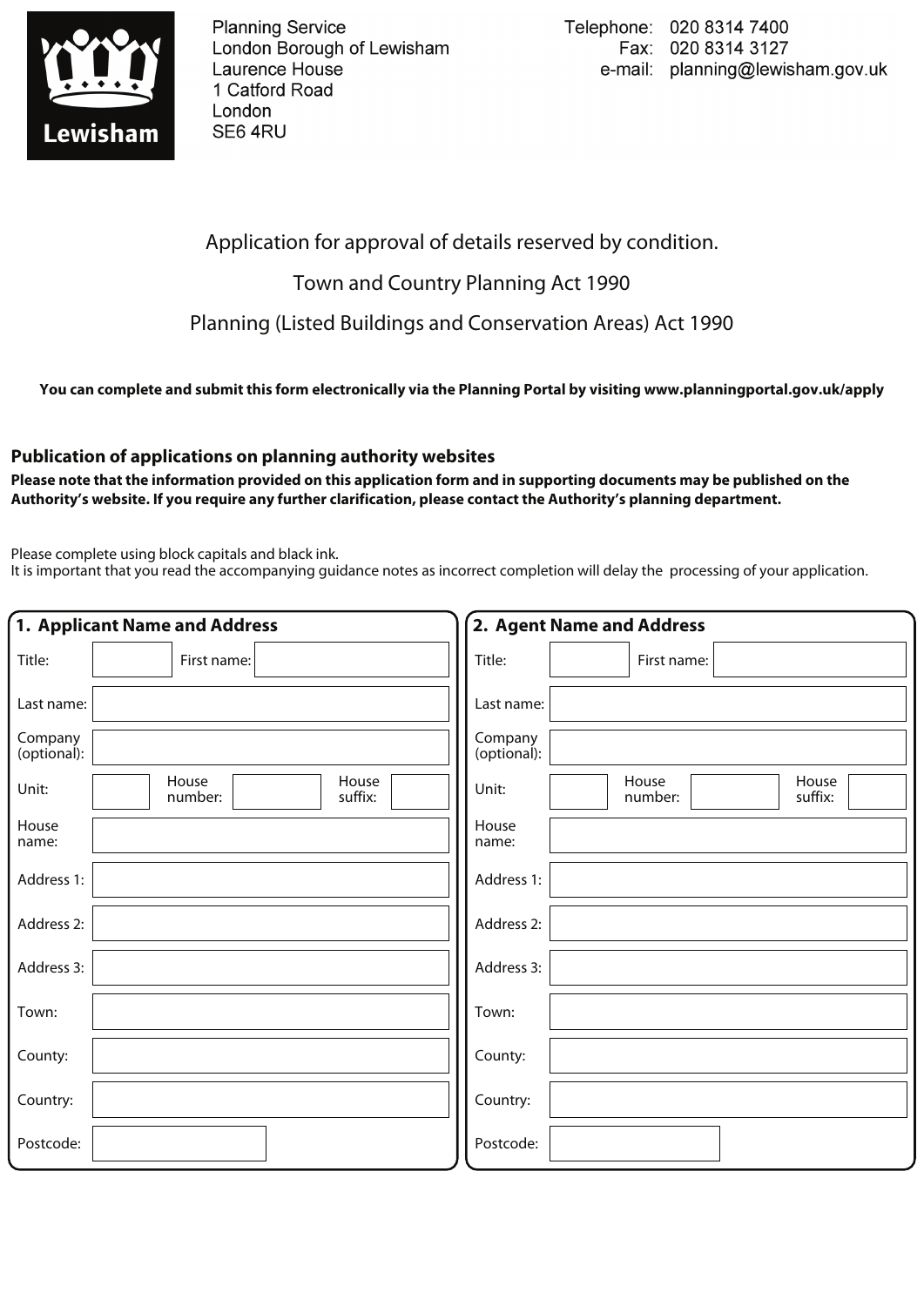Lewisham

Planning Service
London Borough of Lewisham
Laurence House
1 Catford Road
London
SE6 4RU

Telephone: 020 8314 7400
Fax: 020 8314 3127
e-mail: planning@lewisham.gov.uk

# Application for approval of details reserved by condition.

## Town and Country Planning Act 1990

## Planning (Listed Buildings and Conservation Areas) Act 1990

**You can complete and submit this form electronically via the Planning Portal by visiting www.planningportal.gov.uk/apply**

### Publication of applications on planning authority websites

**Please note that the information provided on this application form and in supporting documents may be published on the Authority's website. If you require any further clarification, please contact the Authority's planning department.**

Please complete using block capitals and black ink.
It is important that you read the accompanying guidance notes as incorrect completion will delay the processing of your application.

### 1. Applicant Name and Address

| | |
|---|---|
| Title: | First name: |
| Last name: | |
| Company (optional): | |
| Unit: | House number: / House suffix: |
| House name: | |
| Address 1: | |
| Address 2: | |
| Address 3: | |
| Town: | |
| County: | |
| Country: | |
| Postcode: | |

### 2. Agent Name and Address

| | |
|---|---|
| Title: | First name: |
| Last name: | |
| Company (optional): | |
| Unit: | House number: / House suffix: |
| House name: | |
| Address 1: | |
| Address 2: | |
| Address 3: | |
| Town: | |
| County: | |
| Country: | |
| Postcode: | |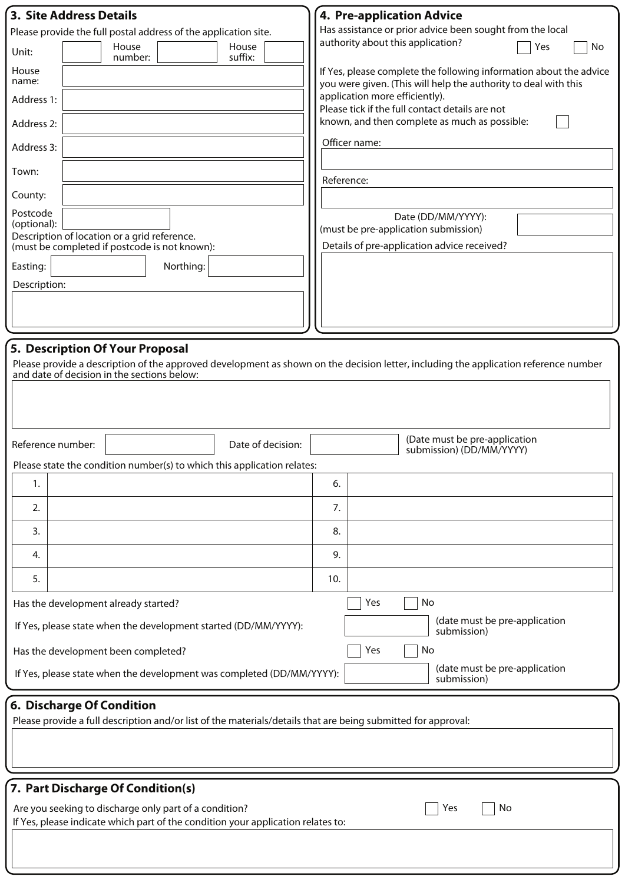## 3. Site Address Details

Please provide the full postal address of the application site.

Unit: | House number: | House suffix:

House name:

Address 1:

Address 2:

Address 3:

Town:

County:

Postcode (optional):

Description of location or a grid reference.
(must be completed if postcode is not known):

Easting: | Northing:

Description:

## 4. Pre-application Advice

Has assistance or prior advice been sought from the local authority about this application? ☐ Yes ☐ No

If Yes, please complete the following information about the advice you were given. (This will help the authority to deal with this application more efficiently).

Please tick if the full contact details are not known, and then complete as much as possible: ☐

Officer name:

Reference:

Date (DD/MM/YYYY):
(must be pre-application submission)

Details of pre-application advice received?

## 5. Description Of Your Proposal

Please provide a description of the approved development as shown on the decision letter, including the application reference number and date of decision in the sections below:

Reference number: | Date of decision: (Date must be pre-application submission) (DD/MM/YYYY)

Please state the condition number(s) to which this application relates:

| | | | |
|---|---|---|---|
| 1. | | 6. | |
| 2. | | 7. | |
| 3. | | 8. | |
| 4. | | 9. | |
| 5. | | 10. | |

Has the development already started? ☐ Yes ☐ No

If Yes, please state when the development started (DD/MM/YYYY): (date must be pre-application submission)

Has the development been completed? ☐ Yes ☐ No

If Yes, please state when the development was completed (DD/MM/YYYY): (date must be pre-application submission)

## 6. Discharge Of Condition

Please provide a full description and/or list of the materials/details that are being submitted for approval:

## 7. Part Discharge Of Condition(s)

Are you seeking to discharge only part of a condition? ☐ Yes ☐ No

If Yes, please indicate which part of the condition your application relates to: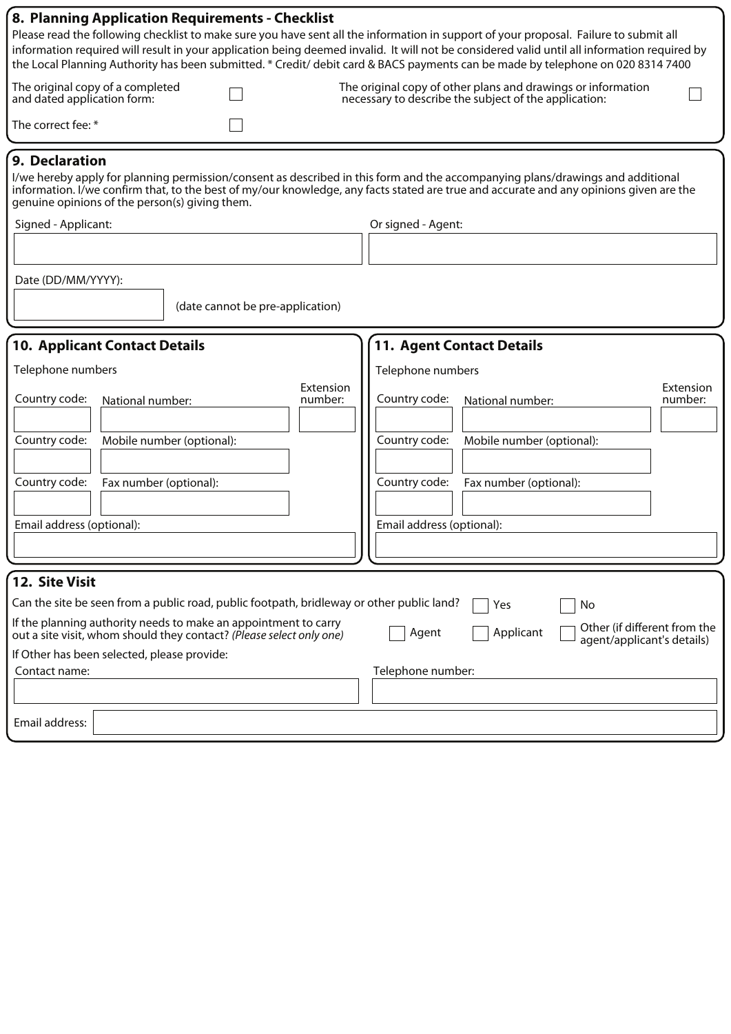## 8. Planning Application Requirements - Checklist

Please read the following checklist to make sure you have sent all the information in support of your proposal. Failure to submit all information required will result in your application being deemed invalid. It will not be considered valid until all information required by the Local Planning Authority has been submitted. * Credit/ debit card & BACS payments can be made by telephone on 020 8314 7400

- ☐ The original copy of a completed and dated application form:
- ☐ The original copy of other plans and drawings or information necessary to describe the subject of the application:
- ☐ The correct fee: *

## 9. Declaration

I/we hereby apply for planning permission/consent as described in this form and the accompanying plans/drawings and additional information. I/we confirm that, to the best of my/our knowledge, any facts stated are true and accurate and any opinions given are the genuine opinions of the person(s) giving them.

Signed - Applicant:

Or signed - Agent:

Date (DD/MM/YYYY):

(date cannot be pre-application)

## 10. Applicant Contact Details

Telephone numbers

| Country code: | National number: | Extension number: |
|---|---|---|
| | | |

| Country code: | Mobile number (optional): |
|---|---|
| | |

| Country code: | Fax number (optional): |
|---|---|
| | |

Email address (optional):

## 11. Agent Contact Details

Telephone numbers

| Country code: | National number: | Extension number: |
|---|---|---|
| | | |

| Country code: | Mobile number (optional): |
|---|---|
| | |

| Country code: | Fax number (optional): |
|---|---|
| | |

Email address (optional):

## 12. Site Visit

Can the site be seen from a public road, public footpath, bridleway or other public land? ☐ Yes ☐ No

If the planning authority needs to make an appointment to carry out a site visit, whom should they contact? *(Please select only one)* ☐ Agent ☐ Applicant ☐ Other (if different from the agent/applicant's details)

If Other has been selected, please provide:

Contact name:

Telephone number:

Email address: